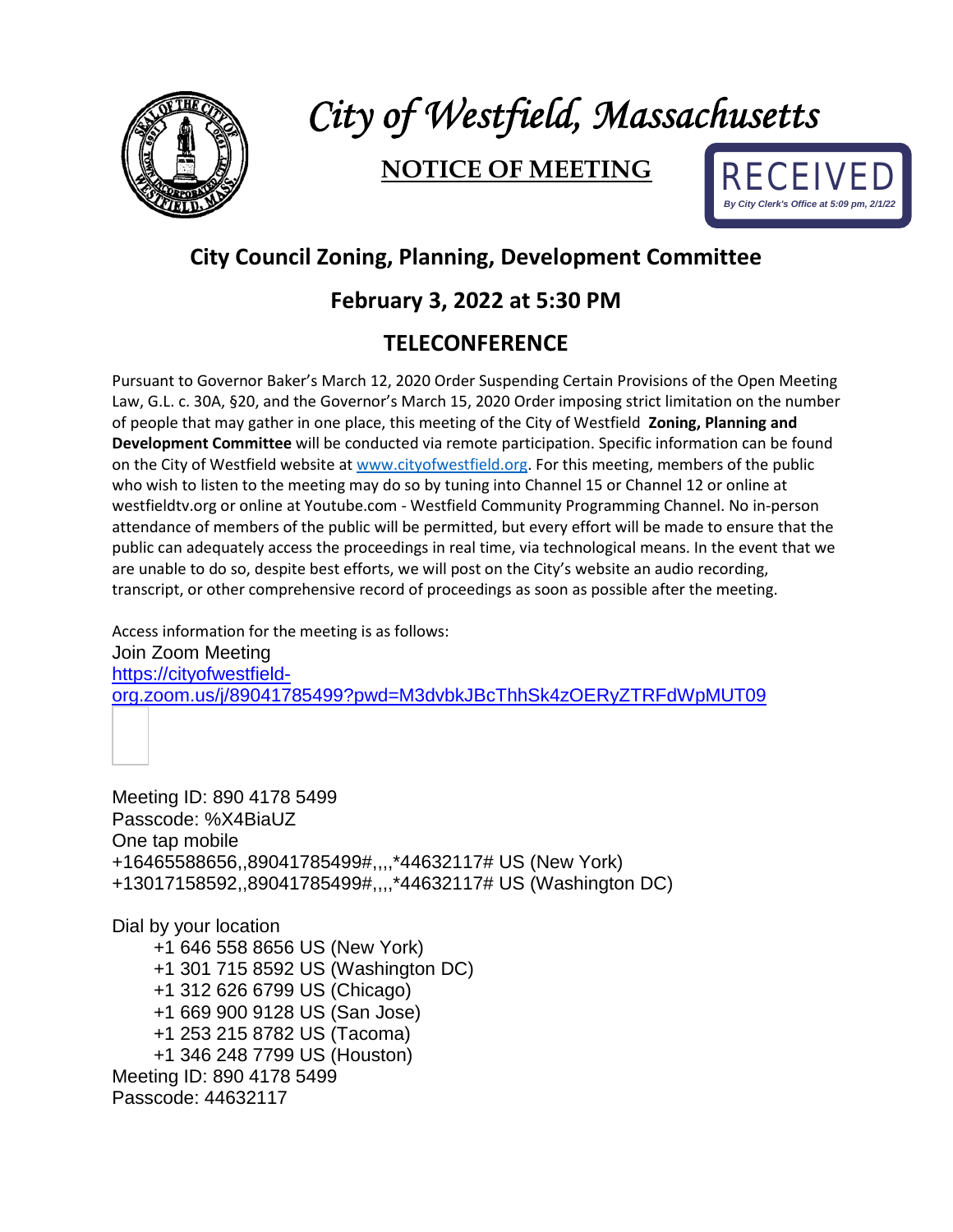# City of Westfield, Massachusetts

## NOTICE OF MEETING

RECEIVED
*By City Clerk's Office at 5:09 pm, 2/1/22*

## City Council Zoning, Planning, Development Committee

## February 3, 2022 at 5:30 PM

## TELECONFERENCE

Pursuant to Governor Baker's March 12, 2020 Order Suspending Certain Provisions of the Open Meeting Law, G.L. c. 30A, §20, and the Governor's March 15, 2020 Order imposing strict limitation on the number of people that may gather in one place, this meeting of the City of Westfield **Zoning, Planning and Development Committee** will be conducted via remote participation. Specific information can be found on the City of Westfield website at www.cityofwestfield.org. For this meeting, members of the public who wish to listen to the meeting may do so by tuning into Channel 15 or Channel 12 or online at westfieldtv.org or online at Youtube.com - Westfield Community Programming Channel. No in-person attendance of members of the public will be permitted, but every effort will be made to ensure that the public can adequately access the proceedings in real time, via technological means. In the event that we are unable to do so, despite best efforts, we will post on the City's website an audio recording, transcript, or other comprehensive record of proceedings as soon as possible after the meeting.

Access information for the meeting is as follows:
Join Zoom Meeting
https://cityofwestfield-org.zoom.us/j/89041785499?pwd=M3dvbkJBcThhSk4zOERyZTRFdWpMUT09

Meeting ID: 890 4178 5499
Passcode: %X4BiaUZ
One tap mobile
+16465588656,,89041785499#,,,,*44632117# US (New York)
+13017158592,,89041785499#,,,,*44632117# US (Washington DC)

Dial by your location
- +1 646 558 8656 US (New York)
- +1 301 715 8592 US (Washington DC)
- +1 312 626 6799 US (Chicago)
- +1 669 900 9128 US (San Jose)
- +1 253 215 8782 US (Tacoma)
- +1 346 248 7799 US (Houston)

Meeting ID: 890 4178 5499
Passcode: 44632117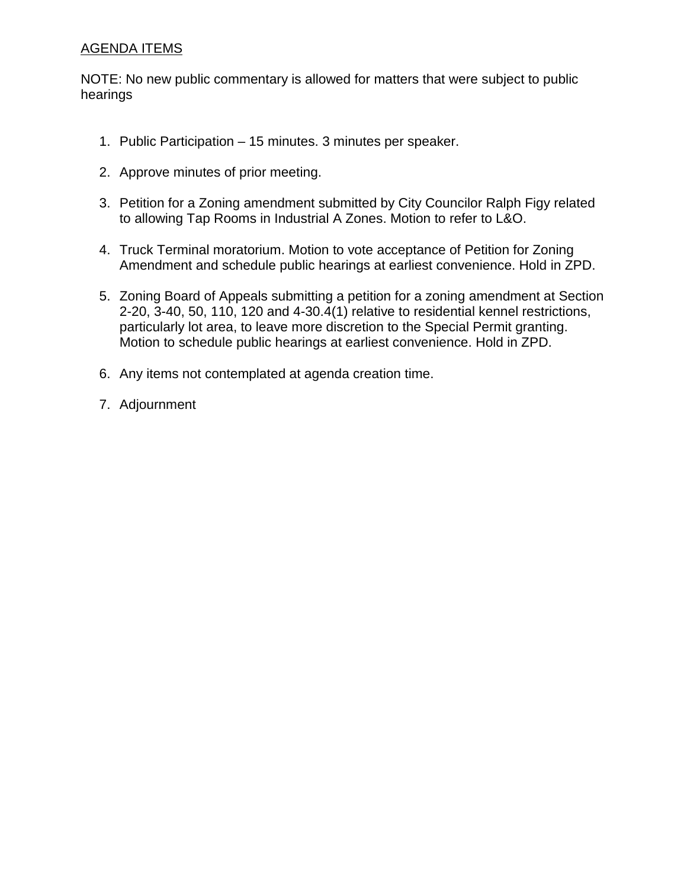AGENDA ITEMS

NOTE: No new public commentary is allowed for matters that were subject to public hearings

1. Public Participation – 15 minutes. 3 minutes per speaker.

2. Approve minutes of prior meeting.

3. Petition for a Zoning amendment submitted by City Councilor Ralph Figy related to allowing Tap Rooms in Industrial A Zones. Motion to refer to L&O.

4. Truck Terminal moratorium. Motion to vote acceptance of Petition for Zoning Amendment and schedule public hearings at earliest convenience. Hold in ZPD.

5. Zoning Board of Appeals submitting a petition for a zoning amendment at Section 2-20, 3-40, 50, 110, 120 and 4-30.4(1) relative to residential kennel restrictions, particularly lot area, to leave more discretion to the Special Permit granting. Motion to schedule public hearings at earliest convenience. Hold in ZPD.

6. Any items not contemplated at agenda creation time.

7. Adjournment